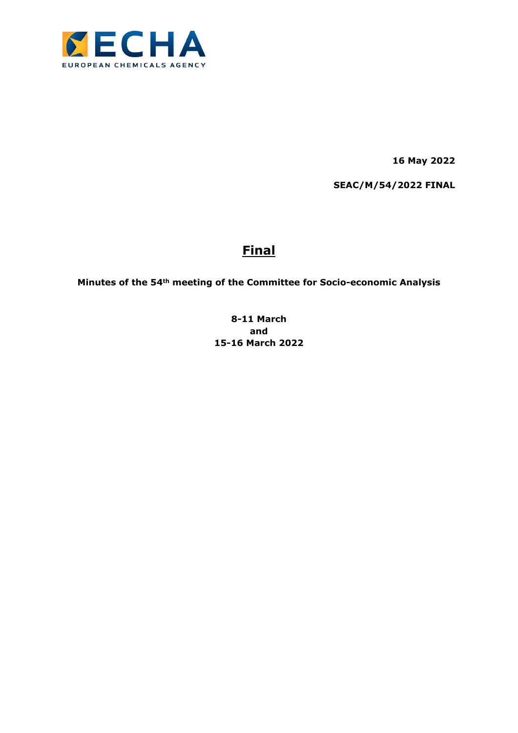ECHA

EUROPEAN CHEMICALS AGENCY

**16 May 2022**

**SEAC/M/54/2022 FINAL**

# Final

**Minutes of the 54th meeting of the Committee for Socio-economic Analysis**

**8-11 March**
**and**
**15-16 March 2022**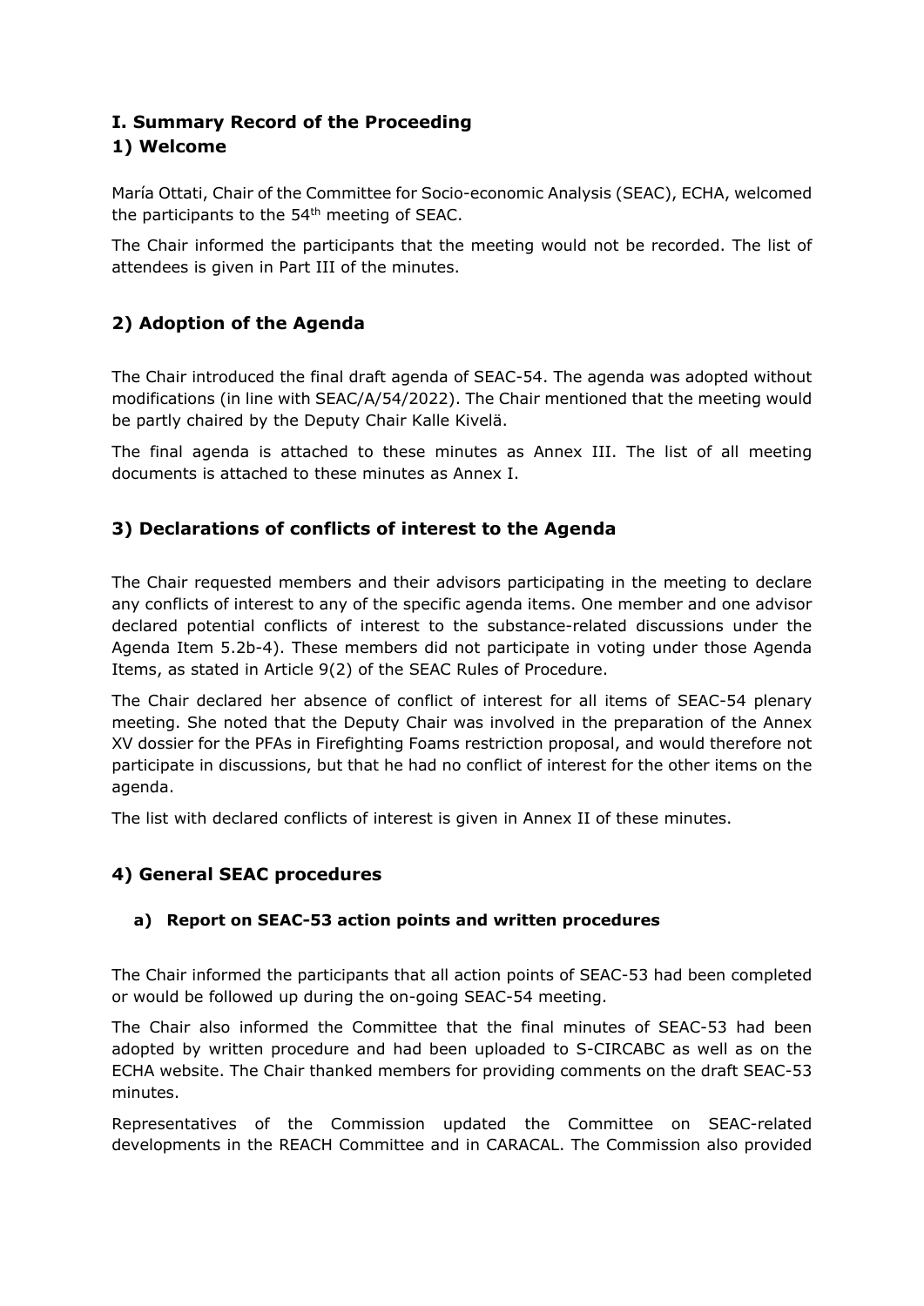# I. Summary Record of the Proceeding

## 1) Welcome

María Ottati, Chair of the Committee for Socio-economic Analysis (SEAC), ECHA, welcomed the participants to the 54th meeting of SEAC.

The Chair informed the participants that the meeting would not be recorded. The list of attendees is given in Part III of the minutes.

## 2) Adoption of the Agenda

The Chair introduced the final draft agenda of SEAC-54. The agenda was adopted without modifications (in line with SEAC/A/54/2022). The Chair mentioned that the meeting would be partly chaired by the Deputy Chair Kalle Kivelä.

The final agenda is attached to these minutes as Annex III. The list of all meeting documents is attached to these minutes as Annex I.

## 3) Declarations of conflicts of interest to the Agenda

The Chair requested members and their advisors participating in the meeting to declare any conflicts of interest to any of the specific agenda items. One member and one advisor declared potential conflicts of interest to the substance-related discussions under the Agenda Item 5.2b-4). These members did not participate in voting under those Agenda Items, as stated in Article 9(2) of the SEAC Rules of Procedure.

The Chair declared her absence of conflict of interest for all items of SEAC-54 plenary meeting. She noted that the Deputy Chair was involved in the preparation of the Annex XV dossier for the PFAs in Firefighting Foams restriction proposal, and would therefore not participate in discussions, but that he had no conflict of interest for the other items on the agenda.

The list with declared conflicts of interest is given in Annex II of these minutes.

## 4) General SEAC procedures

### a) Report on SEAC-53 action points and written procedures

The Chair informed the participants that all action points of SEAC-53 had been completed or would be followed up during the on-going SEAC-54 meeting.

The Chair also informed the Committee that the final minutes of SEAC-53 had been adopted by written procedure and had been uploaded to S-CIRCABC as well as on the ECHA website. The Chair thanked members for providing comments on the draft SEAC-53 minutes.

Representatives of the Commission updated the Committee on SEAC-related developments in the REACH Committee and in CARACAL. The Commission also provided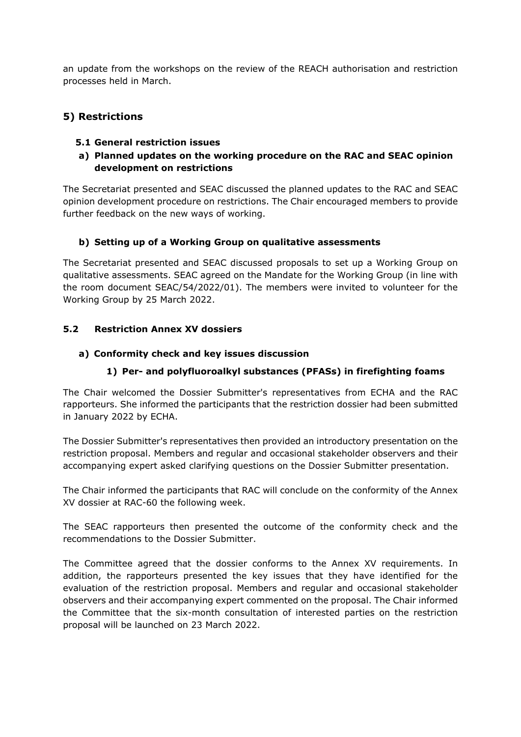an update from the workshops on the review of the REACH authorisation and restriction processes held in March.

## 5) Restrictions

### 5.1 General restriction issues

#### a) Planned updates on the working procedure on the RAC and SEAC opinion development on restrictions

The Secretariat presented and SEAC discussed the planned updates to the RAC and SEAC opinion development procedure on restrictions. The Chair encouraged members to provide further feedback on the new ways of working.

#### b) Setting up of a Working Group on qualitative assessments

The Secretariat presented and SEAC discussed proposals to set up a Working Group on qualitative assessments. SEAC agreed on the Mandate for the Working Group (in line with the room document SEAC/54/2022/01). The members were invited to volunteer for the Working Group by 25 March 2022.

### 5.2 Restriction Annex XV dossiers

#### a) Conformity check and key issues discussion

##### 1) Per- and polyfluoroalkyl substances (PFASs) in firefighting foams

The Chair welcomed the Dossier Submitter's representatives from ECHA and the RAC rapporteurs. She informed the participants that the restriction dossier had been submitted in January 2022 by ECHA.

The Dossier Submitter's representatives then provided an introductory presentation on the restriction proposal. Members and regular and occasional stakeholder observers and their accompanying expert asked clarifying questions on the Dossier Submitter presentation.

The Chair informed the participants that RAC will conclude on the conformity of the Annex XV dossier at RAC-60 the following week.

The SEAC rapporteurs then presented the outcome of the conformity check and the recommendations to the Dossier Submitter.

The Committee agreed that the dossier conforms to the Annex XV requirements. In addition, the rapporteurs presented the key issues that they have identified for the evaluation of the restriction proposal. Members and regular and occasional stakeholder observers and their accompanying expert commented on the proposal. The Chair informed the Committee that the six-month consultation of interested parties on the restriction proposal will be launched on 23 March 2022.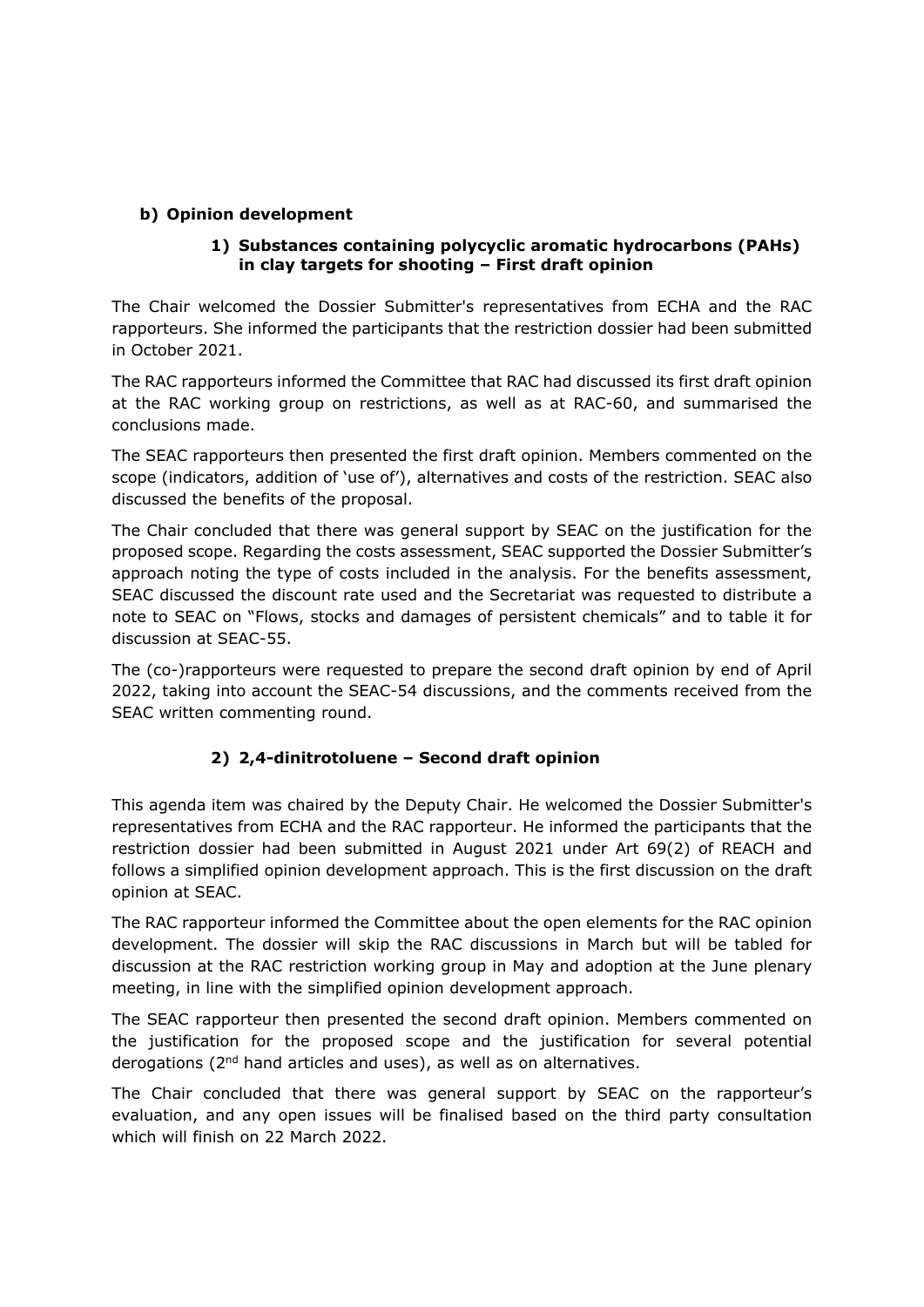## b) Opinion development

### 1) Substances containing polycyclic aromatic hydrocarbons (PAHs) in clay targets for shooting – First draft opinion

The Chair welcomed the Dossier Submitter's representatives from ECHA and the RAC rapporteurs. She informed the participants that the restriction dossier had been submitted in October 2021.

The RAC rapporteurs informed the Committee that RAC had discussed its first draft opinion at the RAC working group on restrictions, as well as at RAC-60, and summarised the conclusions made.

The SEAC rapporteurs then presented the first draft opinion. Members commented on the scope (indicators, addition of 'use of'), alternatives and costs of the restriction. SEAC also discussed the benefits of the proposal.

The Chair concluded that there was general support by SEAC on the justification for the proposed scope. Regarding the costs assessment, SEAC supported the Dossier Submitter's approach noting the type of costs included in the analysis. For the benefits assessment, SEAC discussed the discount rate used and the Secretariat was requested to distribute a note to SEAC on "Flows, stocks and damages of persistent chemicals" and to table it for discussion at SEAC-55.

The (co-)rapporteurs were requested to prepare the second draft opinion by end of April 2022, taking into account the SEAC-54 discussions, and the comments received from the SEAC written commenting round.

### 2) 2,4-dinitrotoluene – Second draft opinion

This agenda item was chaired by the Deputy Chair. He welcomed the Dossier Submitter's representatives from ECHA and the RAC rapporteur. He informed the participants that the restriction dossier had been submitted in August 2021 under Art 69(2) of REACH and follows a simplified opinion development approach. This is the first discussion on the draft opinion at SEAC.

The RAC rapporteur informed the Committee about the open elements for the RAC opinion development. The dossier will skip the RAC discussions in March but will be tabled for discussion at the RAC restriction working group in May and adoption at the June plenary meeting, in line with the simplified opinion development approach.

The SEAC rapporteur then presented the second draft opinion. Members commented on the justification for the proposed scope and the justification for several potential derogations (2nd hand articles and uses), as well as on alternatives.

The Chair concluded that there was general support by SEAC on the rapporteur's evaluation, and any open issues will be finalised based on the third party consultation which will finish on 22 March 2022.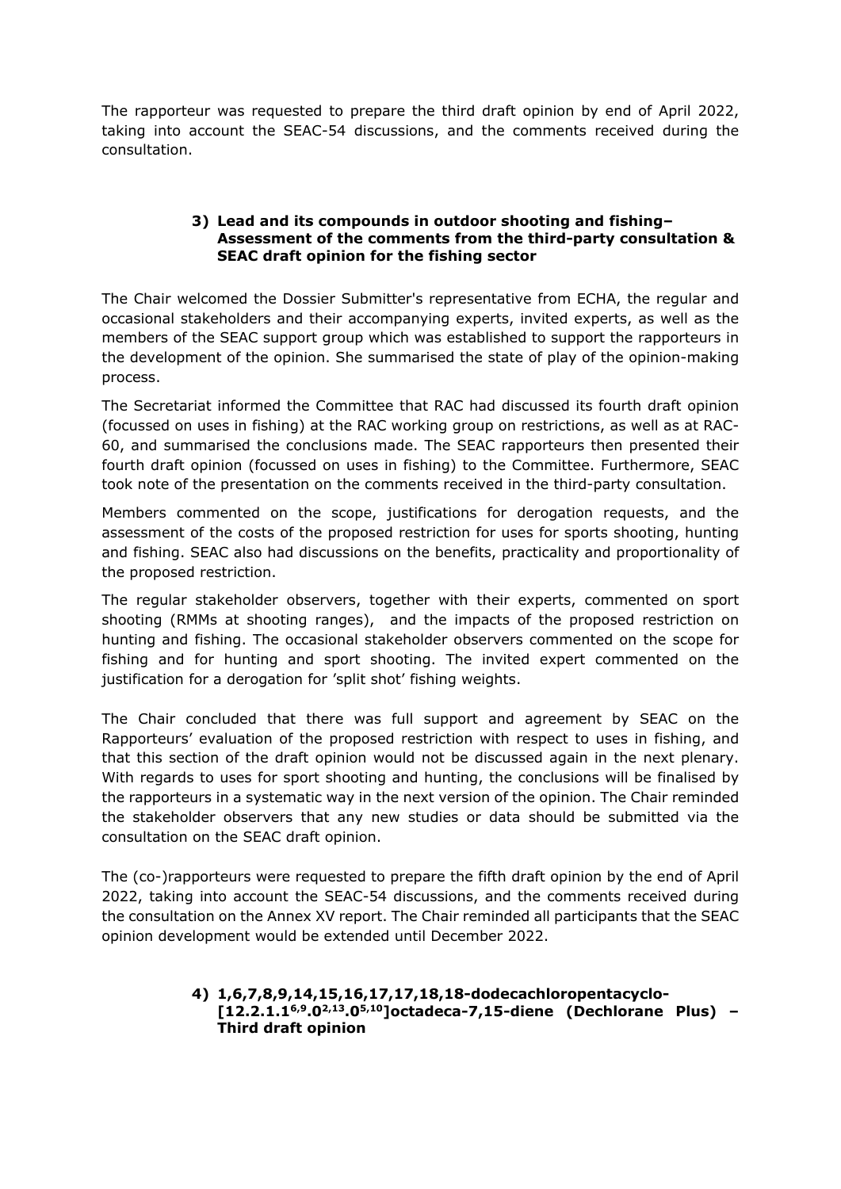The rapporteur was requested to prepare the third draft opinion by end of April 2022, taking into account the SEAC-54 discussions, and the comments received during the consultation.

### 3) Lead and its compounds in outdoor shooting and fishing– Assessment of the comments from the third-party consultation & SEAC draft opinion for the fishing sector

The Chair welcomed the Dossier Submitter's representative from ECHA, the regular and occasional stakeholders and their accompanying experts, invited experts, as well as the members of the SEAC support group which was established to support the rapporteurs in the development of the opinion. She summarised the state of play of the opinion-making process.

The Secretariat informed the Committee that RAC had discussed its fourth draft opinion (focussed on uses in fishing) at the RAC working group on restrictions, as well as at RAC-60, and summarised the conclusions made. The SEAC rapporteurs then presented their fourth draft opinion (focussed on uses in fishing) to the Committee. Furthermore, SEAC took note of the presentation on the comments received in the third-party consultation.

Members commented on the scope, justifications for derogation requests, and the assessment of the costs of the proposed restriction for uses for sports shooting, hunting and fishing. SEAC also had discussions on the benefits, practicality and proportionality of the proposed restriction.

The regular stakeholder observers, together with their experts, commented on sport shooting (RMMs at shooting ranges), and the impacts of the proposed restriction on hunting and fishing. The occasional stakeholder observers commented on the scope for fishing and for hunting and sport shooting. The invited expert commented on the justification for a derogation for 'split shot' fishing weights.

The Chair concluded that there was full support and agreement by SEAC on the Rapporteurs' evaluation of the proposed restriction with respect to uses in fishing, and that this section of the draft opinion would not be discussed again in the next plenary. With regards to uses for sport shooting and hunting, the conclusions will be finalised by the rapporteurs in a systematic way in the next version of the opinion. The Chair reminded the stakeholder observers that any new studies or data should be submitted via the consultation on the SEAC draft opinion.

The (co-)rapporteurs were requested to prepare the fifth draft opinion by the end of April 2022, taking into account the SEAC-54 discussions, and the comments received during the consultation on the Annex XV report. The Chair reminded all participants that the SEAC opinion development would be extended until December 2022.

### 4) 1,6,7,8,9,14,15,16,17,17,18,18-dodecachloropentacyclo-[12.2.1.1$^{6,9}$.0$^{2,13}$.0$^{5,10}$]octadeca-7,15-diene (Dechlorane Plus) – Third draft opinion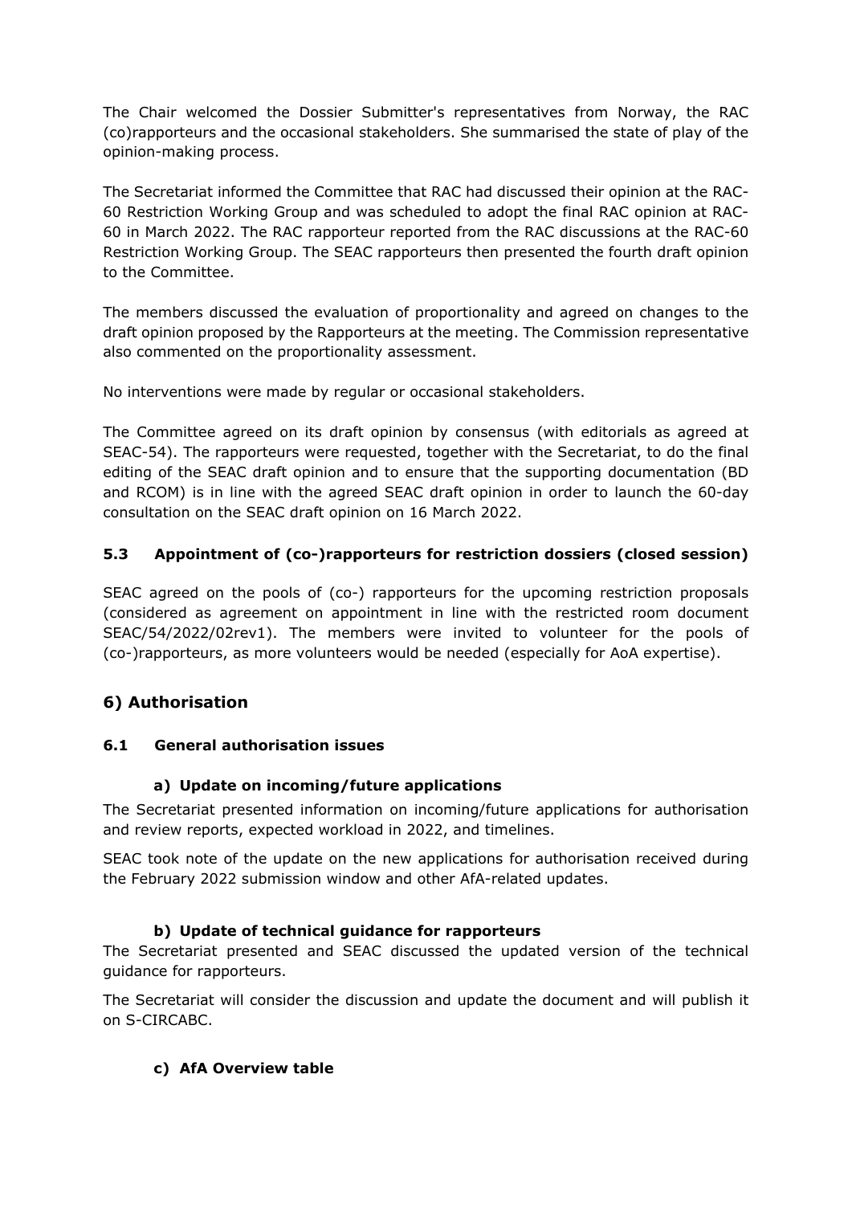The Chair welcomed the Dossier Submitter's representatives from Norway, the RAC (co)rapporteurs and the occasional stakeholders. She summarised the state of play of the opinion-making process.

The Secretariat informed the Committee that RAC had discussed their opinion at the RAC-60 Restriction Working Group and was scheduled to adopt the final RAC opinion at RAC-60 in March 2022. The RAC rapporteur reported from the RAC discussions at the RAC-60 Restriction Working Group. The SEAC rapporteurs then presented the fourth draft opinion to the Committee.

The members discussed the evaluation of proportionality and agreed on changes to the draft opinion proposed by the Rapporteurs at the meeting. The Commission representative also commented on the proportionality assessment.

No interventions were made by regular or occasional stakeholders.

The Committee agreed on its draft opinion by consensus (with editorials as agreed at SEAC-54). The rapporteurs were requested, together with the Secretariat, to do the final editing of the SEAC draft opinion and to ensure that the supporting documentation (BD and RCOM) is in line with the agreed SEAC draft opinion in order to launch the 60-day consultation on the SEAC draft opinion on 16 March 2022.

### 5.3 Appointment of (co-)rapporteurs for restriction dossiers (closed session)

SEAC agreed on the pools of (co-) rapporteurs for the upcoming restriction proposals (considered as agreement on appointment in line with the restricted room document SEAC/54/2022/02rev1). The members were invited to volunteer for the pools of (co-)rapporteurs, as more volunteers would be needed (especially for AoA expertise).

## 6) Authorisation

### 6.1 General authorisation issues

#### a) Update on incoming/future applications

The Secretariat presented information on incoming/future applications for authorisation and review reports, expected workload in 2022, and timelines.

SEAC took note of the update on the new applications for authorisation received during the February 2022 submission window and other AfA-related updates.

#### b) Update of technical guidance for rapporteurs

The Secretariat presented and SEAC discussed the updated version of the technical guidance for rapporteurs.

The Secretariat will consider the discussion and update the document and will publish it on S-CIRCABC.

#### c) AfA Overview table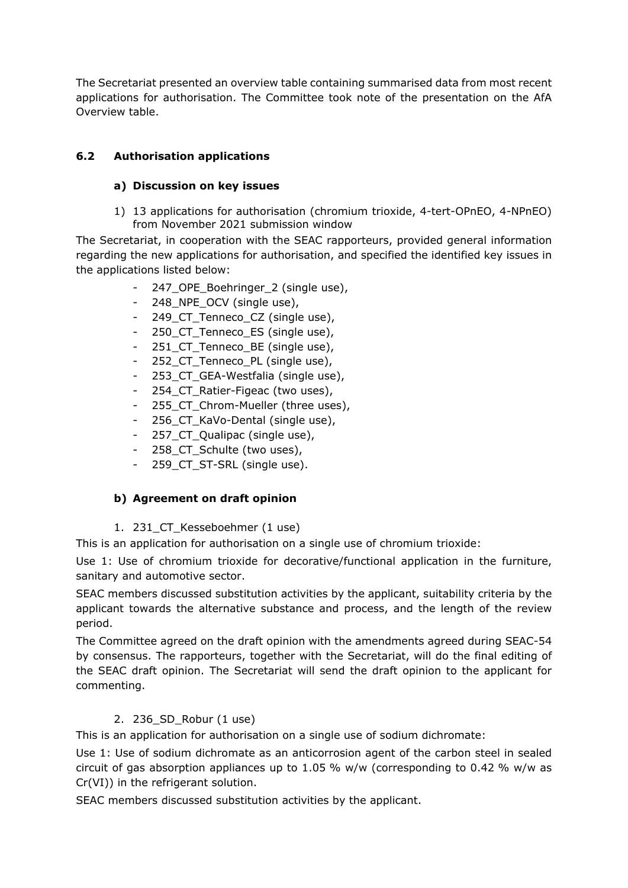The Secretariat presented an overview table containing summarised data from most recent applications for authorisation. The Committee took note of the presentation on the AfA Overview table.

### 6.2 Authorisation applications

#### a) Discussion on key issues

1) 13 applications for authorisation (chromium trioxide, 4-tert-OPnEO, 4-NPnEO) from November 2021 submission window

The Secretariat, in cooperation with the SEAC rapporteurs, provided general information regarding the new applications for authorisation, and specified the identified key issues in the applications listed below:

- 247_OPE_Boehringer_2 (single use),
- 248_NPE_OCV (single use),
- 249_CT_Tenneco_CZ (single use),
- 250_CT_Tenneco_ES (single use),
- 251_CT_Tenneco_BE (single use),
- 252_CT_Tenneco_PL (single use),
- 253_CT_GEA-Westfalia (single use),
- 254_CT_Ratier-Figeac (two uses),
- 255_CT_Chrom-Mueller (three uses),
- 256_CT_KaVo-Dental (single use),
- 257_CT_Qualipac (single use),
- 258_CT_Schulte (two uses),
- 259_CT_ST-SRL (single use).

#### b) Agreement on draft opinion

1. 231_CT_Kesseboehmer (1 use)

This is an application for authorisation on a single use of chromium trioxide:

Use 1: Use of chromium trioxide for decorative/functional application in the furniture, sanitary and automotive sector.

SEAC members discussed substitution activities by the applicant, suitability criteria by the applicant towards the alternative substance and process, and the length of the review period.

The Committee agreed on the draft opinion with the amendments agreed during SEAC-54 by consensus. The rapporteurs, together with the Secretariat, will do the final editing of the SEAC draft opinion. The Secretariat will send the draft opinion to the applicant for commenting.

2. 236_SD_Robur (1 use)

This is an application for authorisation on a single use of sodium dichromate:

Use 1: Use of sodium dichromate as an anticorrosion agent of the carbon steel in sealed circuit of gas absorption appliances up to 1.05 % w/w (corresponding to 0.42 % w/w as Cr(VI)) in the refrigerant solution.

SEAC members discussed substitution activities by the applicant.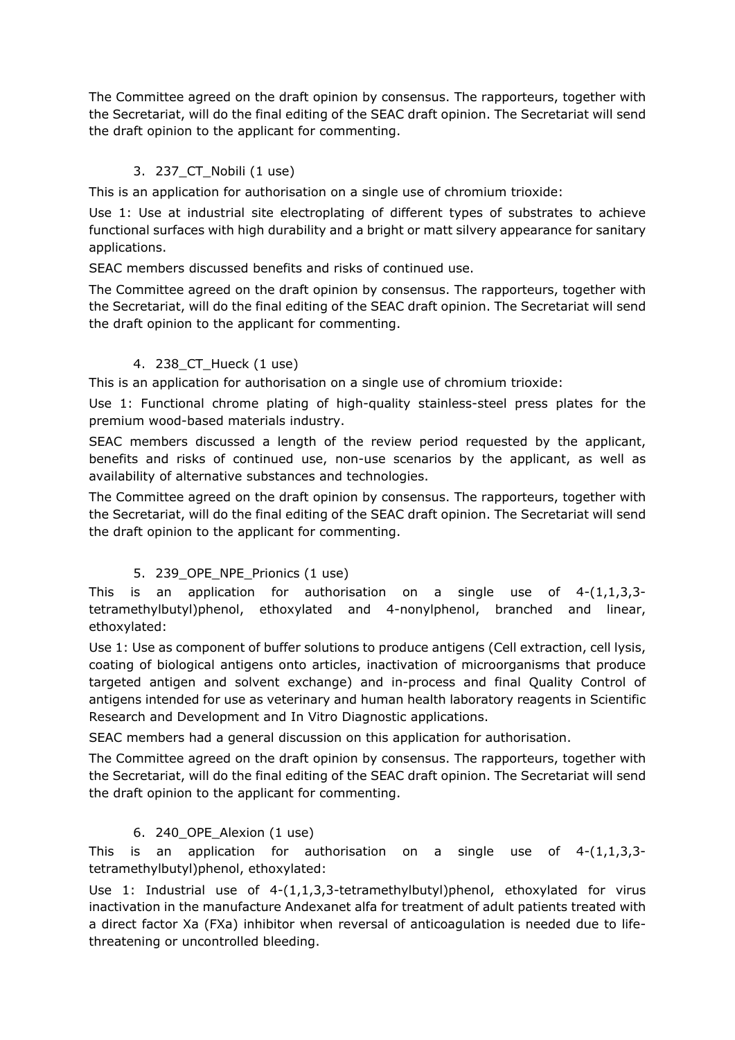The Committee agreed on the draft opinion by consensus. The rapporteurs, together with the Secretariat, will do the final editing of the SEAC draft opinion. The Secretariat will send the draft opinion to the applicant for commenting.

3. 237_CT_Nobili (1 use)

This is an application for authorisation on a single use of chromium trioxide:

Use 1: Use at industrial site electroplating of different types of substrates to achieve functional surfaces with high durability and a bright or matt silvery appearance for sanitary applications.

SEAC members discussed benefits and risks of continued use.

The Committee agreed on the draft opinion by consensus. The rapporteurs, together with the Secretariat, will do the final editing of the SEAC draft opinion. The Secretariat will send the draft opinion to the applicant for commenting.

4. 238_CT_Hueck (1 use)

This is an application for authorisation on a single use of chromium trioxide:

Use 1: Functional chrome plating of high-quality stainless-steel press plates for the premium wood-based materials industry.

SEAC members discussed a length of the review period requested by the applicant, benefits and risks of continued use, non-use scenarios by the applicant, as well as availability of alternative substances and technologies.

The Committee agreed on the draft opinion by consensus. The rapporteurs, together with the Secretariat, will do the final editing of the SEAC draft opinion. The Secretariat will send the draft opinion to the applicant for commenting.

5. 239_OPE_NPE_Prionics (1 use)

This is an application for authorisation on a single use of 4-(1,1,3,3-tetramethylbutyl)phenol, ethoxylated and 4-nonylphenol, branched and linear, ethoxylated:

Use 1: Use as component of buffer solutions to produce antigens (Cell extraction, cell lysis, coating of biological antigens onto articles, inactivation of microorganisms that produce targeted antigen and solvent exchange) and in-process and final Quality Control of antigens intended for use as veterinary and human health laboratory reagents in Scientific Research and Development and In Vitro Diagnostic applications.

SEAC members had a general discussion on this application for authorisation.

The Committee agreed on the draft opinion by consensus. The rapporteurs, together with the Secretariat, will do the final editing of the SEAC draft opinion. The Secretariat will send the draft opinion to the applicant for commenting.

6. 240_OPE_Alexion (1 use)

This is an application for authorisation on a single use of 4-(1,1,3,3-tetramethylbutyl)phenol, ethoxylated:

Use 1: Industrial use of 4-(1,1,3,3-tetramethylbutyl)phenol, ethoxylated for virus inactivation in the manufacture Andexanet alfa for treatment of adult patients treated with a direct factor Xa (FXa) inhibitor when reversal of anticoagulation is needed due to life-threatening or uncontrolled bleeding.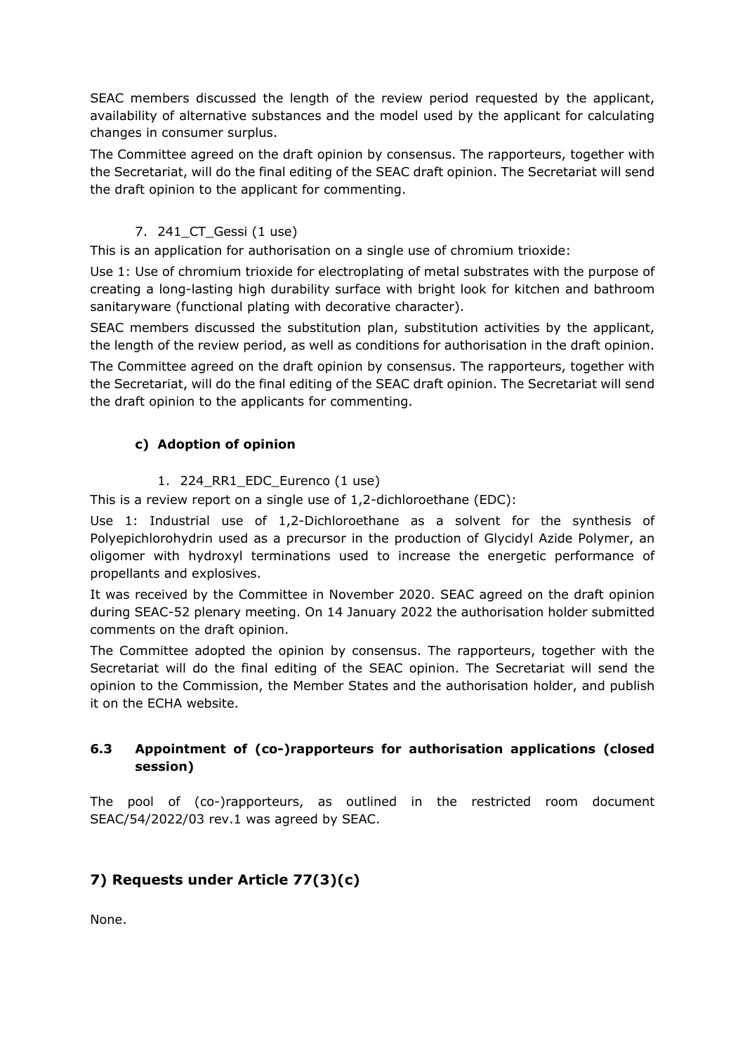SEAC members discussed the length of the review period requested by the applicant, availability of alternative substances and the model used by the applicant for calculating changes in consumer surplus.

The Committee agreed on the draft opinion by consensus. The rapporteurs, together with the Secretariat, will do the final editing of the SEAC draft opinion. The Secretariat will send the draft opinion to the applicant for commenting.

7. 241_CT_Gessi (1 use)

This is an application for authorisation on a single use of chromium trioxide:

Use 1: Use of chromium trioxide for electroplating of metal substrates with the purpose of creating a long-lasting high durability surface with bright look for kitchen and bathroom sanitaryware (functional plating with decorative character).

SEAC members discussed the substitution plan, substitution activities by the applicant, the length of the review period, as well as conditions for authorisation in the draft opinion.

The Committee agreed on the draft opinion by consensus. The rapporteurs, together with the Secretariat, will do the final editing of the SEAC draft opinion. The Secretariat will send the draft opinion to the applicants for commenting.

#### c) Adoption of opinion

1. 224_RR1_EDC_Eurenco (1 use)

This is a review report on a single use of 1,2-dichloroethane (EDC):

Use 1: Industrial use of 1,2-Dichloroethane as a solvent for the synthesis of Polyepichlorohydrin used as a precursor in the production of Glycidyl Azide Polymer, an oligomer with hydroxyl terminations used to increase the energetic performance of propellants and explosives.

It was received by the Committee in November 2020. SEAC agreed on the draft opinion during SEAC-52 plenary meeting. On 14 January 2022 the authorisation holder submitted comments on the draft opinion.

The Committee adopted the opinion by consensus. The rapporteurs, together with the Secretariat will do the final editing of the SEAC opinion. The Secretariat will send the opinion to the Commission, the Member States and the authorisation holder, and publish it on the ECHA website.

### 6.3 Appointment of (co-)rapporteurs for authorisation applications (closed session)

The pool of (co-)rapporteurs, as outlined in the restricted room document SEAC/54/2022/03 rev.1 was agreed by SEAC.

## 7) Requests under Article 77(3)(c)

None.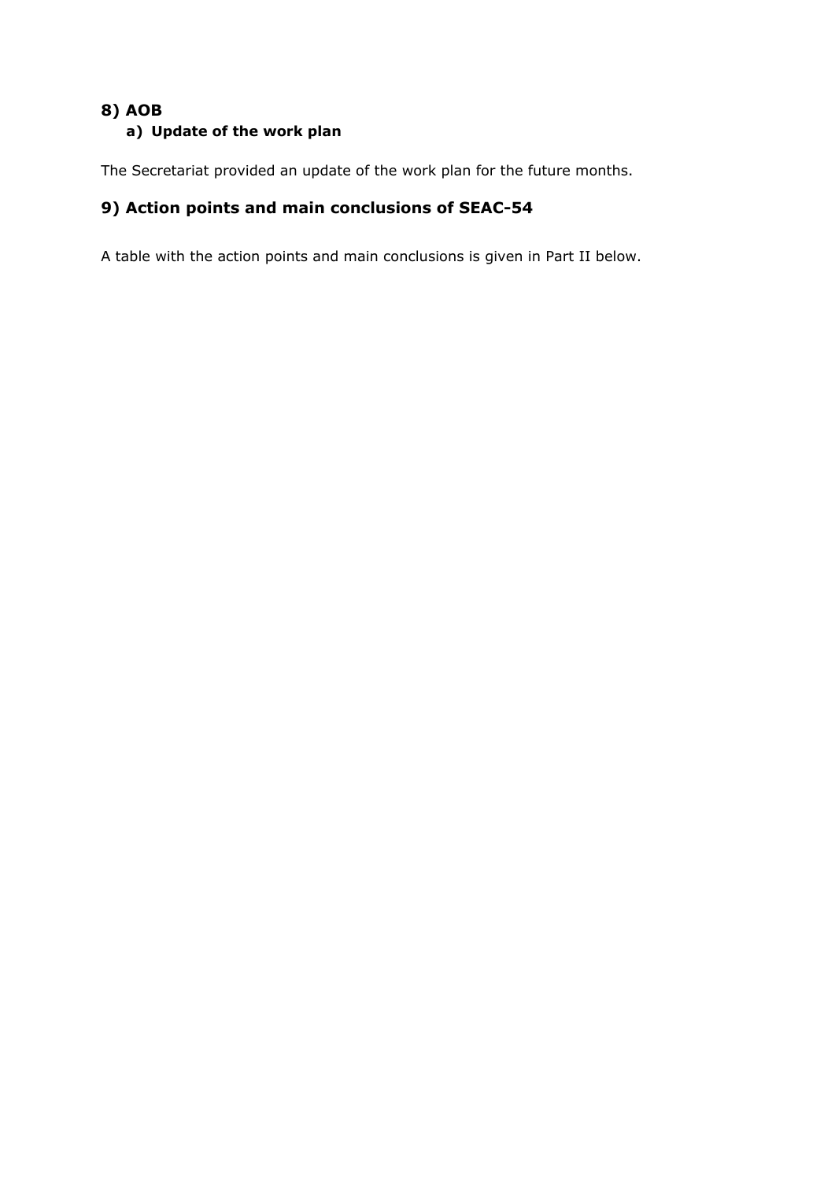## 8) AOB

### a) Update of the work plan

The Secretariat provided an update of the work plan for the future months.

## 9) Action points and main conclusions of SEAC-54

A table with the action points and main conclusions is given in Part II below.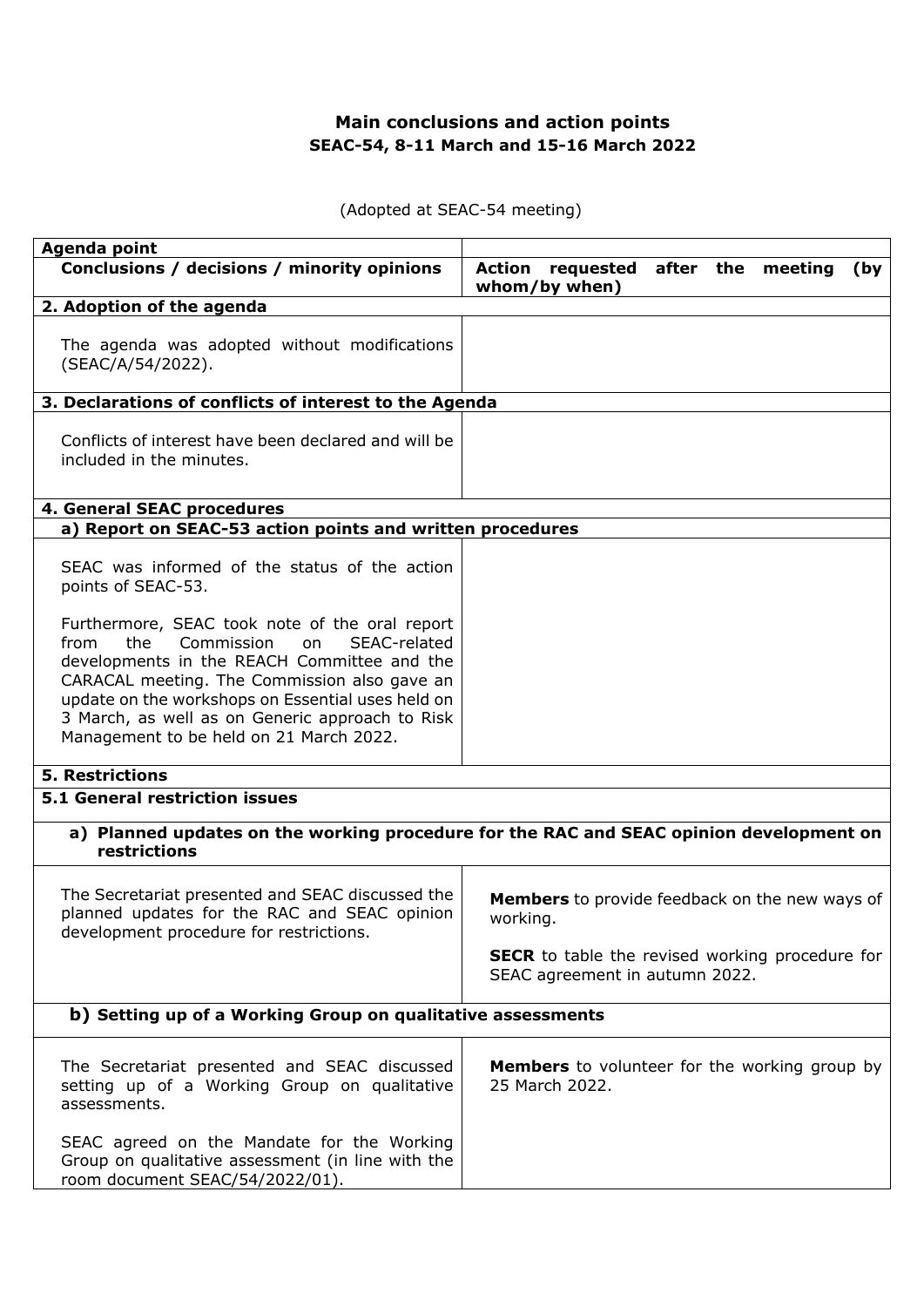## Main conclusions and action points
### SEAC-54, 8-11 March and 15-16 March 2022

(Adopted at SEAC-54 meeting)

| Agenda point | |
|---|---|
| **Conclusions / decisions / minority opinions** | **Action requested after the meeting (by whom/by when)** |
| **2. Adoption of the agenda** | |
| The agenda was adopted without modifications (SEAC/A/54/2022). | |
| **3. Declarations of conflicts of interest to the Agenda** | |
| Conflicts of interest have been declared and will be included in the minutes. | |
| **4. General SEAC procedures** | |
| **a) Report on SEAC-53 action points and written procedures** | |
| SEAC was informed of the status of the action points of SEAC-53.<br><br>Furthermore, SEAC took note of the oral report from the Commission on SEAC-related developments in the REACH Committee and the CARACAL meeting. The Commission also gave an update on the workshops on Essential uses held on 3 March, as well as on Generic approach to Risk Management to be held on 21 March 2022. | |
| **5. Restrictions** | |
| **5.1 General restriction issues** | |
| **a) Planned updates on the working procedure for the RAC and SEAC opinion development on restrictions** | |
| The Secretariat presented and SEAC discussed the planned updates for the RAC and SEAC opinion development procedure for restrictions. | **Members** to provide feedback on the new ways of working.<br><br>**SECR** to table the revised working procedure for SEAC agreement in autumn 2022. |
| **b) Setting up of a Working Group on qualitative assessments** | |
| The Secretariat presented and SEAC discussed setting up of a Working Group on qualitative assessments.<br><br>SEAC agreed on the Mandate for the Working Group on qualitative assessment (in line with the room document SEAC/54/2022/01). | **Members** to volunteer for the working group by 25 March 2022. |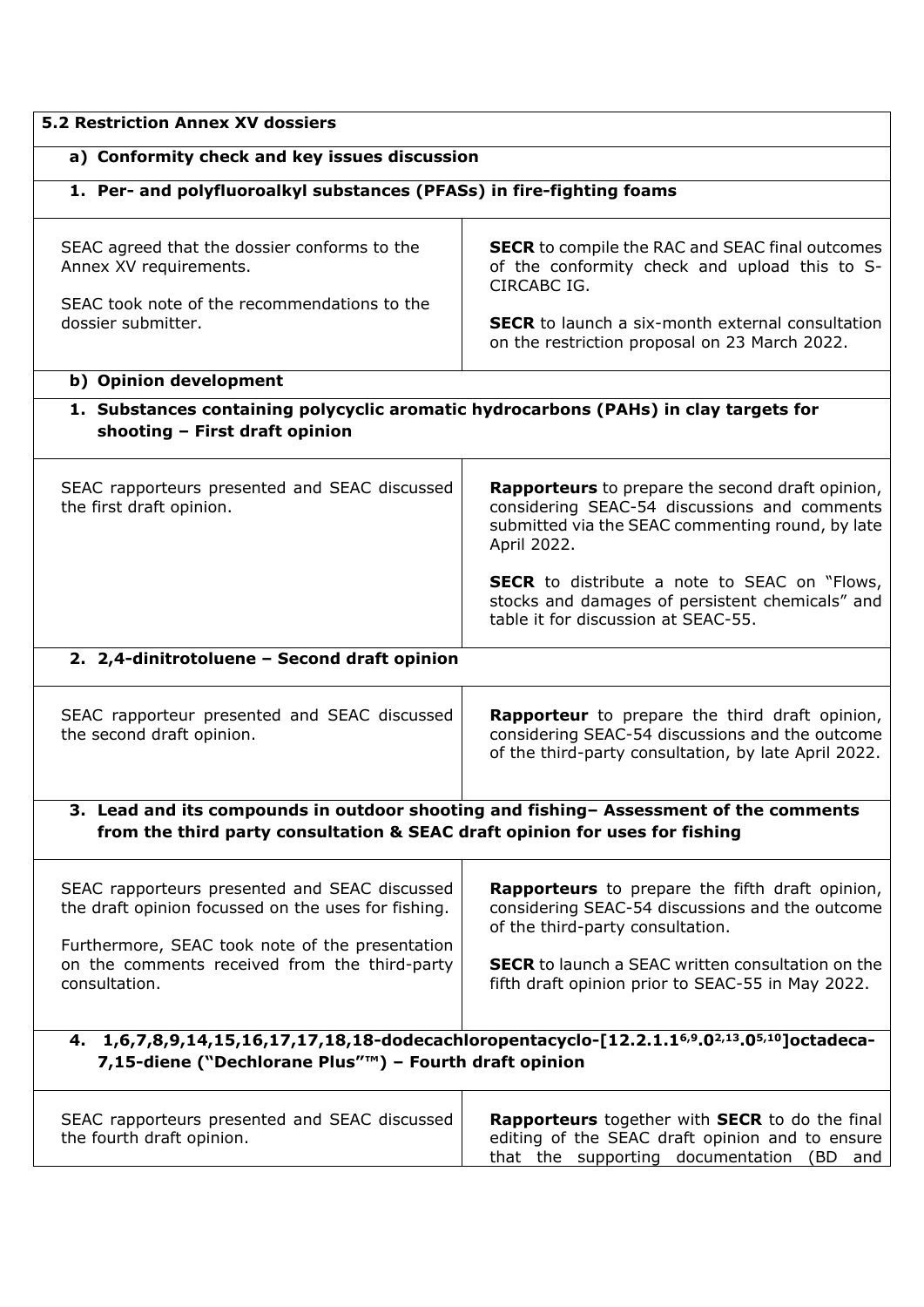| 5.2 Restriction Annex XV dossiers | |
|---|---|
| **a) Conformity check and key issues discussion** | |
| **1. Per- and polyfluoroalkyl substances (PFASs) in fire-fighting foams** | |
| SEAC agreed that the dossier conforms to the Annex XV requirements.<br><br>SEAC took note of the recommendations to the dossier submitter. | **SECR** to compile the RAC and SEAC final outcomes of the conformity check and upload this to S-CIRCABC IG.<br><br>**SECR** to launch a six-month external consultation on the restriction proposal on 23 March 2022. |
| **b) Opinion development** | |
| **1. Substances containing polycyclic aromatic hydrocarbons (PAHs) in clay targets for shooting – First draft opinion** | |
| SEAC rapporteurs presented and SEAC discussed the first draft opinion. | **Rapporteurs** to prepare the second draft opinion, considering SEAC-54 discussions and comments submitted via the SEAC commenting round, by late April 2022.<br><br>**SECR** to distribute a note to SEAC on "Flows, stocks and damages of persistent chemicals" and table it for discussion at SEAC-55. |
| **2. 2,4-dinitrotoluene – Second draft opinion** | |
| SEAC rapporteur presented and SEAC discussed the second draft opinion. | **Rapporteur** to prepare the third draft opinion, considering SEAC-54 discussions and the outcome of the third-party consultation, by late April 2022. |
| **3. Lead and its compounds in outdoor shooting and fishing– Assessment of the comments from the third party consultation & SEAC draft opinion for uses for fishing** | |
| SEAC rapporteurs presented and SEAC discussed the draft opinion focussed on the uses for fishing.<br><br>Furthermore, SEAC took note of the presentation on the comments received from the third-party consultation. | **Rapporteurs** to prepare the fifth draft opinion, considering SEAC-54 discussions and the outcome of the third-party consultation.<br><br>**SECR** to launch a SEAC written consultation on the fifth draft opinion prior to SEAC-55 in May 2022. |
| **4. 1,6,7,8,9,14,15,16,17,17,18,18-dodecachloropentacyclo-[12.2.1.1$^{6,9}$.0$^{2,13}$.0$^{5,10}$]octadeca-7,15-diene ("Dechlorane Plus"™) – Fourth draft opinion** | |
| SEAC rapporteurs presented and SEAC discussed the fourth draft opinion. | **Rapporteurs** together with **SECR** to do the final editing of the SEAC draft opinion and to ensure that the supporting documentation (BD and |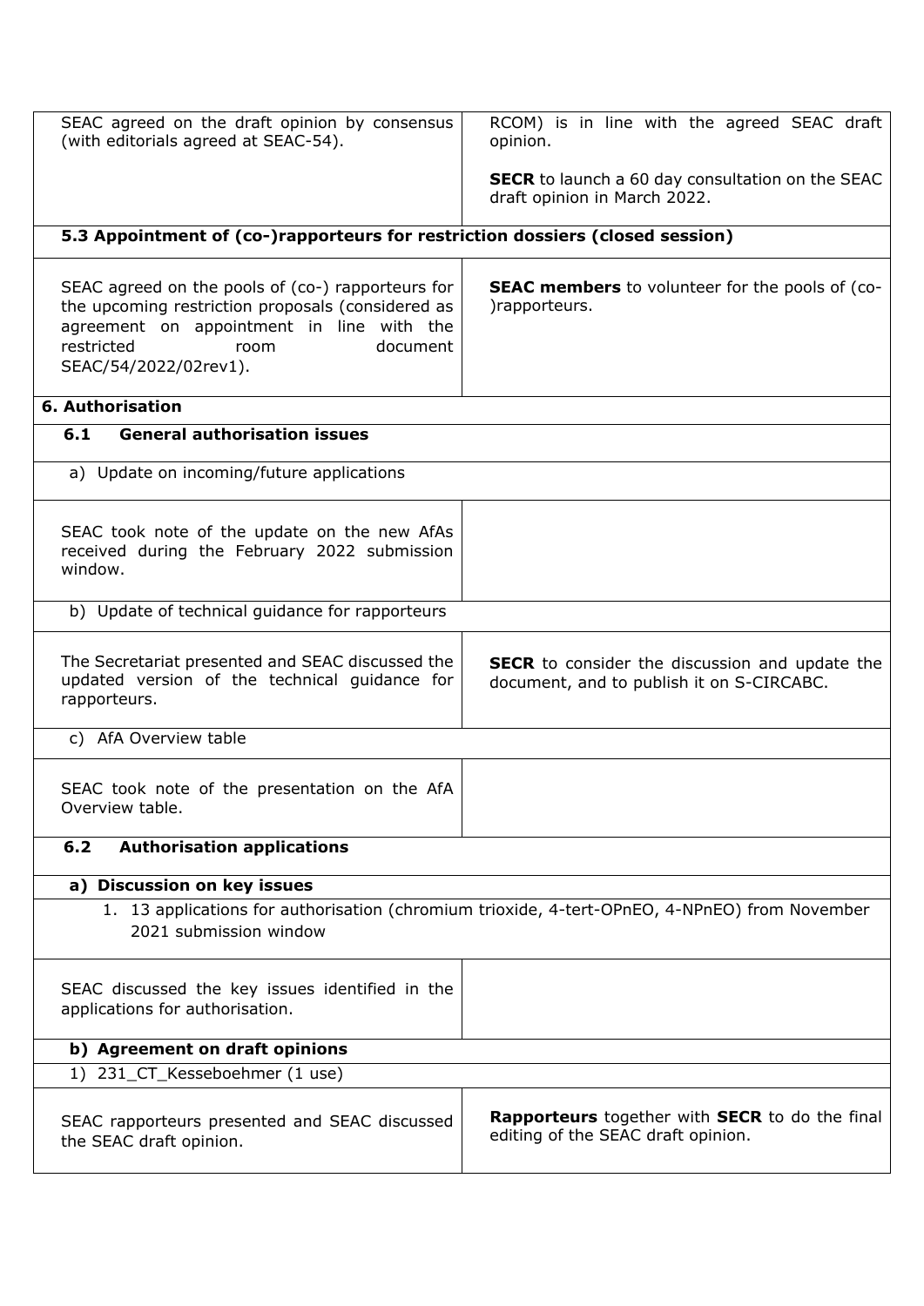| | |
|---|---|
| SEAC agreed on the draft opinion by consensus (with editorials agreed at SEAC-54). | RCOM) is in line with the agreed SEAC draft opinion.<br><br>**SECR** to launch a 60 day consultation on the SEAC draft opinion in March 2022. |
| **5.3 Appointment of (co-)rapporteurs for restriction dossiers (closed session)** | |
| SEAC agreed on the pools of (co-) rapporteurs for the upcoming restriction proposals (considered as agreement on appointment in line with the restricted room document SEAC/54/2022/02rev1). | **SEAC members** to volunteer for the pools of (co-)rapporteurs. |
| **6. Authorisation** | |
| **6.1 General authorisation issues** | |
| a) Update on incoming/future applications | |
| SEAC took note of the update on the new AfAs received during the February 2022 submission window. | |
| b) Update of technical guidance for rapporteurs | |
| The Secretariat presented and SEAC discussed the updated version of the technical guidance for rapporteurs. | **SECR** to consider the discussion and update the document, and to publish it on S-CIRCABC. |
| c) AfA Overview table | |
| SEAC took note of the presentation on the AfA Overview table. | |
| **6.2 Authorisation applications** | |
| **a) Discussion on key issues** | |
| 1. 13 applications for authorisation (chromium trioxide, 4-tert-OPnEO, 4-NPnEO) from November 2021 submission window | |
| SEAC discussed the key issues identified in the applications for authorisation. | |
| **b) Agreement on draft opinions** | |
| 1) 231_CT_Kesseboehmer (1 use) | |
| SEAC rapporteurs presented and SEAC discussed the SEAC draft opinion. | **Rapporteurs** together with **SECR** to do the final editing of the SEAC draft opinion. |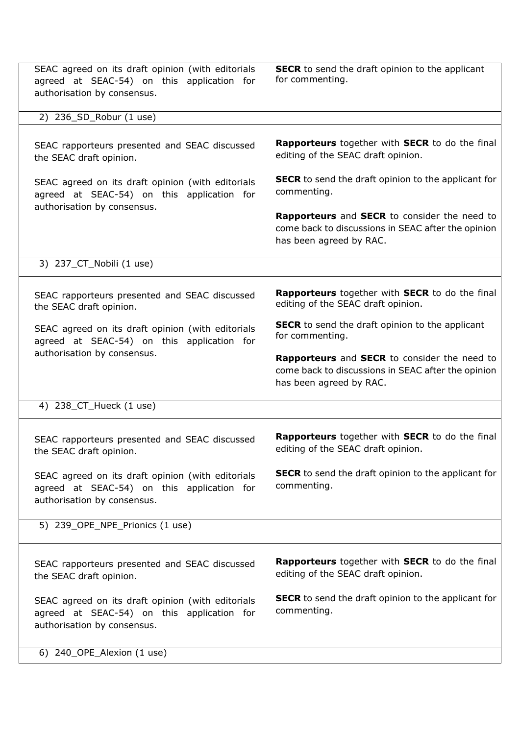| | |
|---|---|
| SEAC agreed on its draft opinion (with editorials agreed at SEAC-54) on this application for authorisation by consensus. | **SECR** to send the draft opinion to the applicant for commenting. |
| 2) 236_SD_Robur (1 use) | |
| SEAC rapporteurs presented and SEAC discussed the SEAC draft opinion.<br><br>SEAC agreed on its draft opinion (with editorials agreed at SEAC-54) on this application for authorisation by consensus. | **Rapporteurs** together with **SECR** to do the final editing of the SEAC draft opinion.<br><br>**SECR** to send the draft opinion to the applicant for commenting.<br><br>**Rapporteurs** and **SECR** to consider the need to come back to discussions in SEAC after the opinion has been agreed by RAC. |
| 3) 237_CT_Nobili (1 use) | |
| SEAC rapporteurs presented and SEAC discussed the SEAC draft opinion.<br><br>SEAC agreed on its draft opinion (with editorials agreed at SEAC-54) on this application for authorisation by consensus. | **Rapporteurs** together with **SECR** to do the final editing of the SEAC draft opinion.<br><br>**SECR** to send the draft opinion to the applicant for commenting.<br><br>**Rapporteurs** and **SECR** to consider the need to come back to discussions in SEAC after the opinion has been agreed by RAC. |
| 4) 238_CT_Hueck (1 use) | |
| SEAC rapporteurs presented and SEAC discussed the SEAC draft opinion.<br><br>SEAC agreed on its draft opinion (with editorials agreed at SEAC-54) on this application for authorisation by consensus. | **Rapporteurs** together with **SECR** to do the final editing of the SEAC draft opinion.<br><br>**SECR** to send the draft opinion to the applicant for commenting. |
| 5) 239_OPE_NPE_Prionics (1 use) | |
| SEAC rapporteurs presented and SEAC discussed the SEAC draft opinion.<br><br>SEAC agreed on its draft opinion (with editorials agreed at SEAC-54) on this application for authorisation by consensus. | **Rapporteurs** together with **SECR** to do the final editing of the SEAC draft opinion.<br><br>**SECR** to send the draft opinion to the applicant for commenting. |
| 6) 240_OPE_Alexion (1 use) | |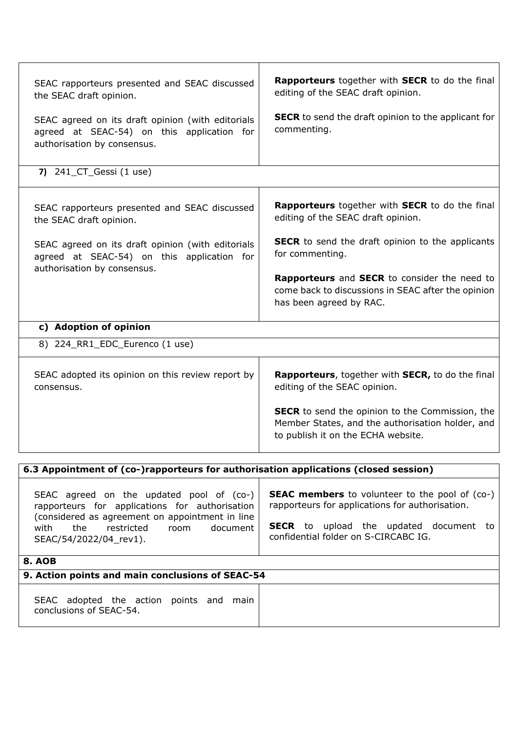| | |
|---|---|
| SEAC rapporteurs presented and SEAC discussed the SEAC draft opinion.<br><br>SEAC agreed on its draft opinion (with editorials agreed at SEAC-54) on this application for authorisation by consensus. | **Rapporteurs** together with **SECR** to do the final editing of the SEAC draft opinion.<br><br>**SECR** to send the draft opinion to the applicant for commenting. |
| **7)** 241_CT_Gessi (1 use) | |
| SEAC rapporteurs presented and SEAC discussed the SEAC draft opinion.<br><br>SEAC agreed on its draft opinion (with editorials agreed at SEAC-54) on this application for authorisation by consensus. | **Rapporteurs** together with **SECR** to do the final editing of the SEAC draft opinion.<br><br>**SECR** to send the draft opinion to the applicants for commenting.<br><br>**Rapporteurs** and **SECR** to consider the need to come back to discussions in SEAC after the opinion has been agreed by RAC. |
| **c) Adoption of opinion** | |
| 8) 224_RR1_EDC_Eurenco (1 use) | |
| SEAC adopted its opinion on this review report by consensus. | **Rapporteurs**, together with **SECR,** to do the final editing of the SEAC opinion.<br><br>**SECR** to send the opinion to the Commission, the Member States, and the authorisation holder, and to publish it on the ECHA website. |

| **6.3 Appointment of (co-)rapporteurs for authorisation applications (closed session)** | |
|---|---|
| SEAC agreed on the updated pool of (co-) rapporteurs for applications for authorisation (considered as agreement on appointment in line with the restricted room document SEAC/54/2022/04_rev1). | **SEAC members** to volunteer to the pool of (co-) rapporteurs for applications for authorisation.<br><br>**SECR** to upload the updated document to confidential folder on S-CIRCABC IG. |
| **8. AOB** | |
| **9. Action points and main conclusions of SEAC-54** | |
| SEAC adopted the action points and main conclusions of SEAC-54. | |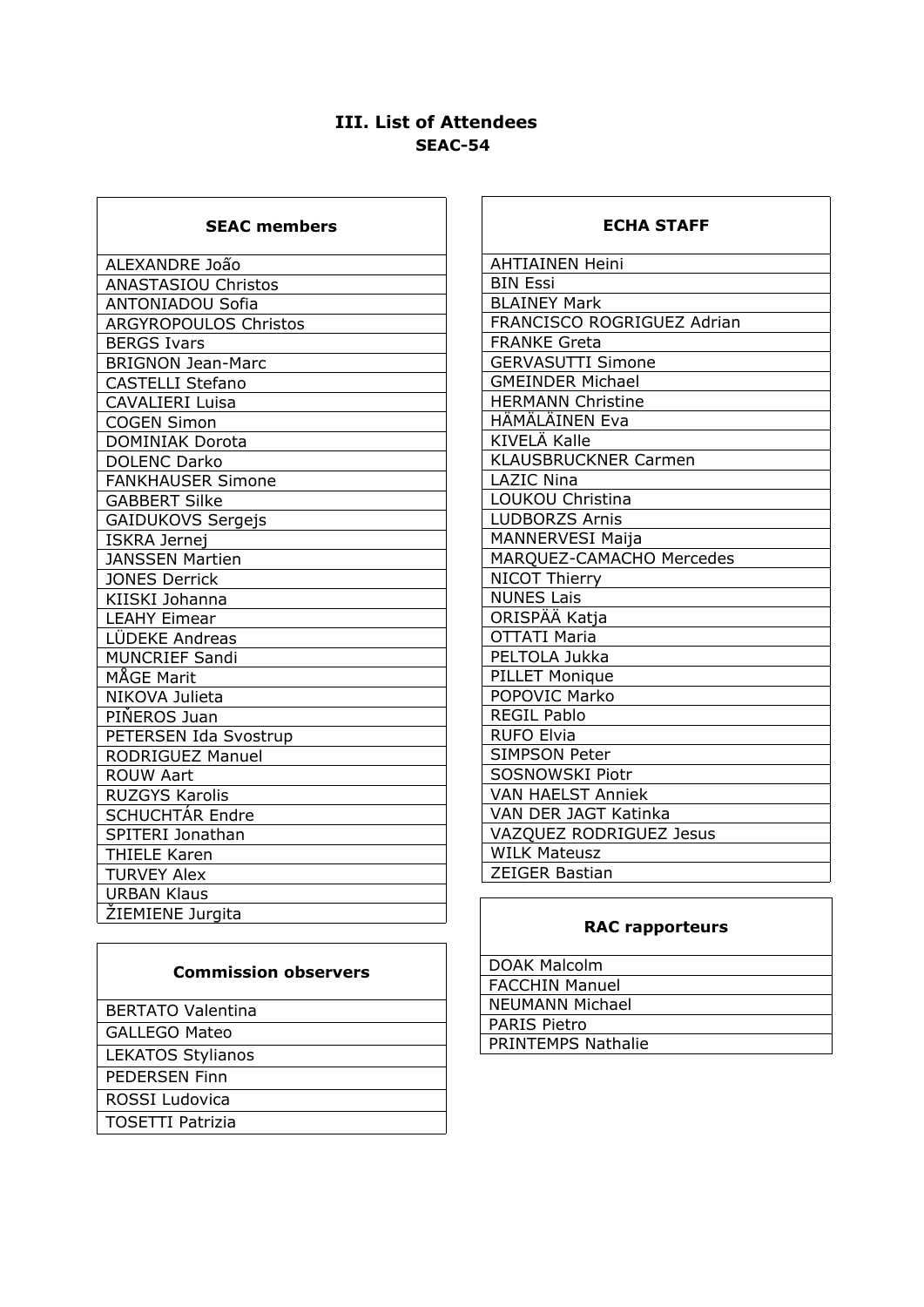# III. List of Attendees

## SEAC-54

| SEAC members |
| --- |
| ALEXANDRE João |
| ANASTASIOU Christos |
| ANTONIADOU Sofia |
| ARGYROPOULOS Christos |
| BERGS Ivars |
| BRIGNON Jean-Marc |
| CASTELLI Stefano |
| CAVALIERI Luisa |
| COGEN Simon |
| DOMINIAK Dorota |
| DOLENC Darko |
| FANKHAUSER Simone |
| GABBERT Silke |
| GAIDUKOVS Sergejs |
| ISKRA Jernej |
| JANSSEN Martien |
| JONES Derrick |
| KIISKI Johanna |
| LEAHY Eimear |
| LÜDEKE Andreas |
| MUNCRIEF Sandi |
| MÅGE Marit |
| NIKOVA Julieta |
| PIÑEROS Juan |
| PETERSEN Ida Svostrup |
| RODRIGUEZ Manuel |
| ROUW Aart |
| RUZGYS Karolis |
| SCHUCHTÁR Endre |
| SPITERI Jonathan |
| THIELE Karen |
| TURVEY Alex |
| URBAN Klaus |
| ŽIEMIENE Jurgita |

| Commission observers |
| --- |
| BERTATO Valentina |
| GALLEGO Mateo |
| LEKATOS Stylianos |
| PEDERSEN Finn |
| ROSSI Ludovica |
| TOSETTI Patrizia |

| ECHA STAFF |
| --- |
| AHTIAINEN Heini |
| BIN Essi |
| BLAINEY Mark |
| FRANCISCO ROGRIGUEZ Adrian |
| FRANKE Greta |
| GERVASUTTI Simone |
| GMEINDER Michael |
| HERMANN Christine |
| HÄMÄLÄINEN Eva |
| KIVELÄ Kalle |
| KLAUSBRUCKNER Carmen |
| LAZIC Nina |
| LOUKOU Christina |
| LUDBORZS Arnis |
| MANNERVESI Maija |
| MARQUEZ-CAMACHO Mercedes |
| NICOT Thierry |
| NUNES Lais |
| ORISPÄÄ Katja |
| OTTATI Maria |
| PELTOLA Jukka |
| PILLET Monique |
| POPOVIC Marko |
| REGIL Pablo |
| RUFO Elvia |
| SIMPSON Peter |
| SOSNOWSKI Piotr |
| VAN HAELST Anniek |
| VAN DER JAGT Katinka |
| VAZQUEZ RODRIGUEZ Jesus |
| WILK Mateusz |
| ZEIGER Bastian |

| RAC rapporteurs |
| --- |
| DOAK Malcolm |
| FACCHIN Manuel |
| NEUMANN Michael |
| PARIS Pietro |
| PRINTEMPS Nathalie |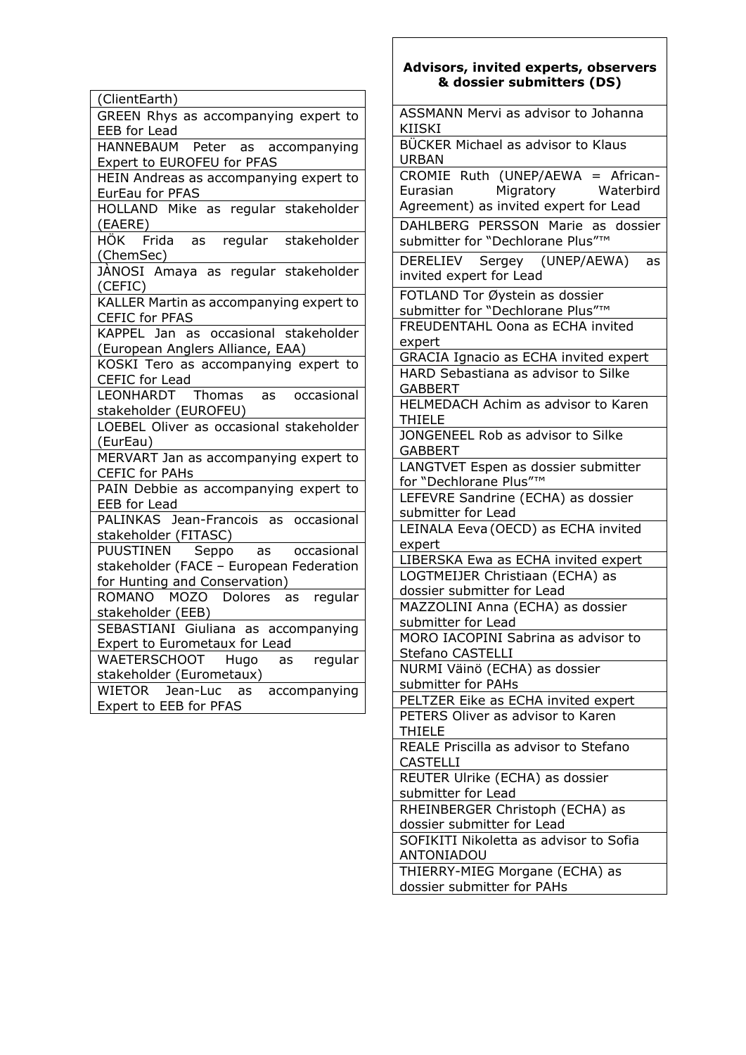| (ClientEarth) |
|---|
| GREEN Rhys as accompanying expert to EEB for Lead |
| HANNEBAUM Peter as accompanying Expert to EUROFEU for PFAS |
| HEIN Andreas as accompanying expert to EurEau for PFAS |
| HOLLAND Mike as regular stakeholder (EAERE) |
| HÖK Frida as regular stakeholder (ChemSec) |
| JÀNOSI Amaya as regular stakeholder (CEFIC) |
| KALLER Martin as accompanying expert to CEFIC for PFAS |
| KAPPEL Jan as occasional stakeholder (European Anglers Alliance, EAA) |
| KOSKI Tero as accompanying expert to CEFIC for Lead |
| LEONHARDT Thomas as occasional stakeholder (EUROFEU) |
| LOEBEL Oliver as occasional stakeholder (EurEau) |
| MERVART Jan as accompanying expert to CEFIC for PAHs |
| PAIN Debbie as accompanying expert to EEB for Lead |
| PALINKAS Jean-Francois as occasional stakeholder (FITASC) |
| PUUSTINEN Seppo as occasional stakeholder (FACE – European Federation for Hunting and Conservation) |
| ROMANO MOZO Dolores as regular stakeholder (EEB) |
| SEBASTIANI Giuliana as accompanying Expert to Eurometaux for Lead |
| WAETERSCHOOT Hugo as regular stakeholder (Eurometaux) |
| WIETOR Jean-Luc as accompanying Expert to EEB for PFAS |

| **Advisors, invited experts, observers & dossier submitters (DS)** |
|---|
| ASSMANN Mervi as advisor to Johanna KIISKI |
| BÜCKER Michael as advisor to Klaus URBAN |
| CROMIE Ruth (UNEP/AEWA = African-Eurasian Migratory Waterbird Agreement) as invited expert for Lead |
| DAHLBERG PERSSON Marie as dossier submitter for "Dechlorane Plus"™ |
| DERELIEV Sergey (UNEP/AEWA) as invited expert for Lead |
| FOTLAND Tor Øystein as dossier submitter for "Dechlorane Plus"™ |
| FREUDENTAHL Oona as ECHA invited expert |
| GRACIA Ignacio as ECHA invited expert |
| HARD Sebastiana as advisor to Silke GABBERT |
| HELMEDACH Achim as advisor to Karen THIELE |
| JONGENEEL Rob as advisor to Silke GABBERT |
| LANGTVET Espen as dossier submitter for "Dechlorane Plus"™ |
| LEFEVRE Sandrine (ECHA) as dossier submitter for Lead |
| LEINALA Eeva (OECD) as ECHA invited expert |
| LIBERSKA Ewa as ECHA invited expert |
| LOGTMEIJER Christiaan (ECHA) as dossier submitter for Lead |
| MAZZOLINI Anna (ECHA) as dossier submitter for Lead |
| MORO IACOPINI Sabrina as advisor to Stefano CASTELLI |
| NURMI Väinö (ECHA) as dossier submitter for PAHs |
| PELTZER Eike as ECHA invited expert |
| PETERS Oliver as advisor to Karen THIELE |
| REALE Priscilla as advisor to Stefano CASTELLI |
| REUTER Ulrike (ECHA) as dossier submitter for Lead |
| RHEINBERGER Christoph (ECHA) as dossier submitter for Lead |
| SOFIKITI Nikoletta as advisor to Sofia ANTONIADOU |
| THIERRY-MIEG Morgane (ECHA) as dossier submitter for PAHs |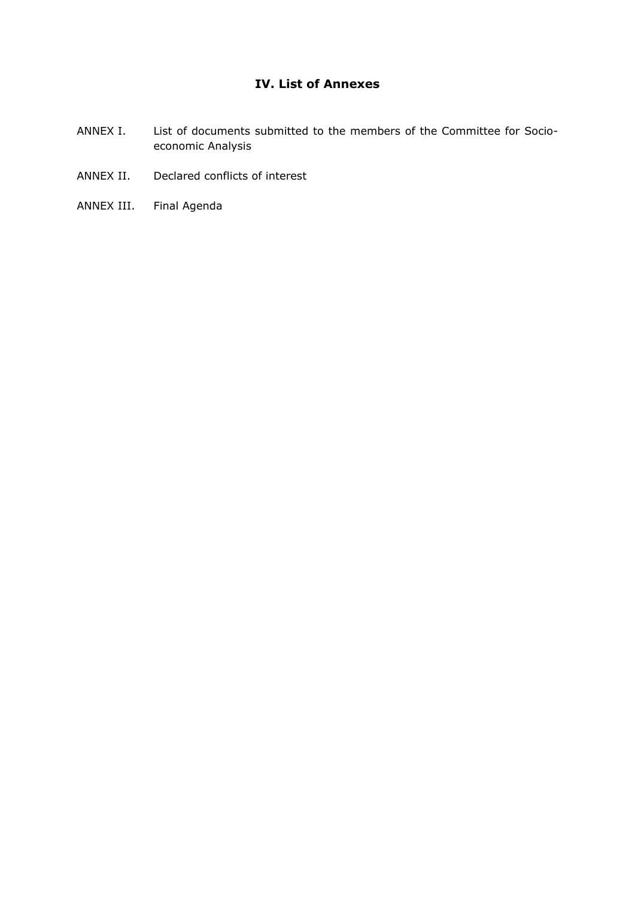## IV. List of Annexes

ANNEX I. List of documents submitted to the members of the Committee for Socio-economic Analysis

ANNEX II. Declared conflicts of interest

ANNEX III. Final Agenda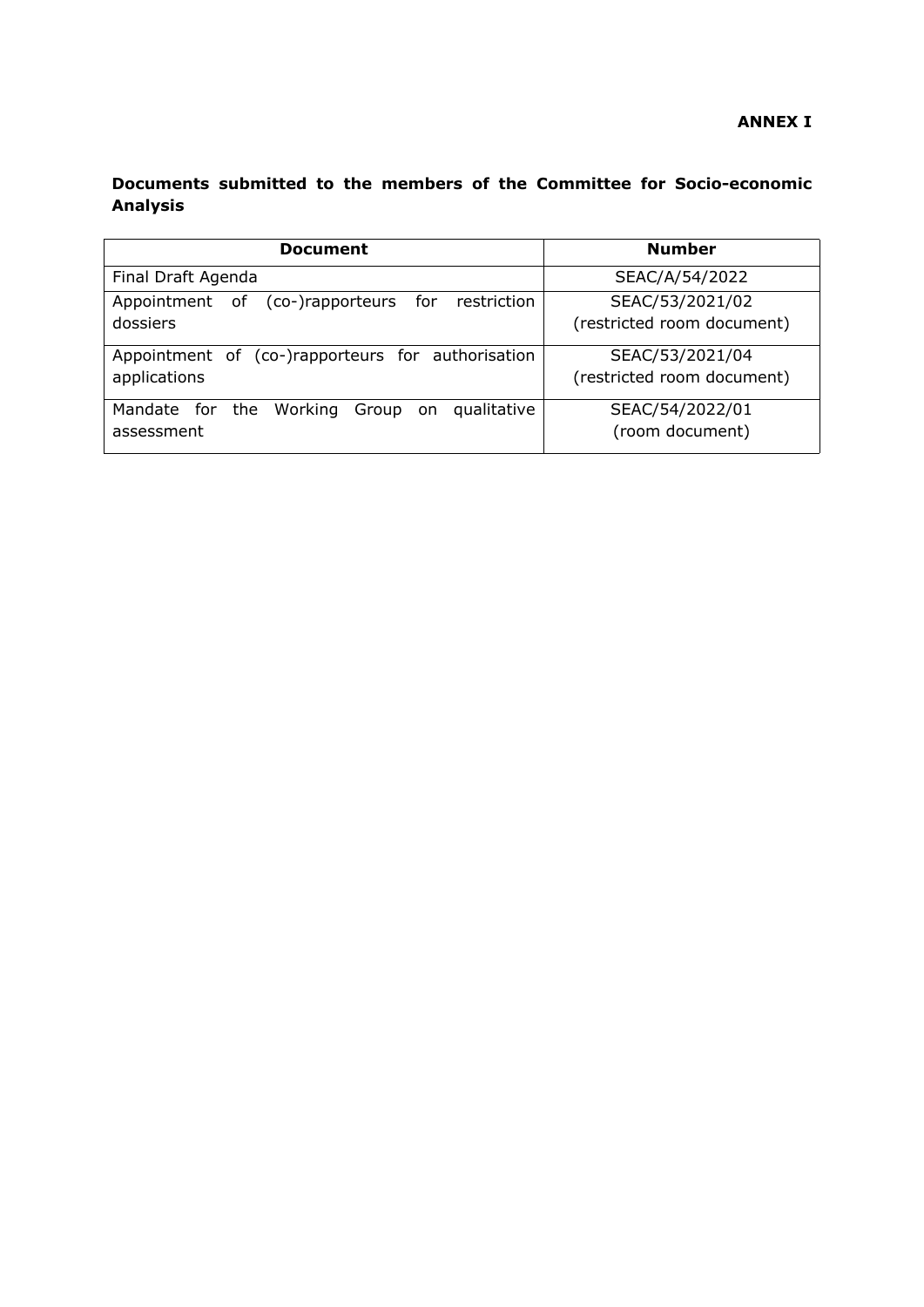**ANNEX I**

**Documents submitted to the members of the Committee for Socio-economic Analysis**

| Document | Number |
|---|---|
| Final Draft Agenda | SEAC/A/54/2022 |
| Appointment of (co-)rapporteurs for restriction dossiers | SEAC/53/2021/02 (restricted room document) |
| Appointment of (co-)rapporteurs for authorisation applications | SEAC/53/2021/04 (restricted room document) |
| Mandate for the Working Group on qualitative assessment | SEAC/54/2022/01 (room document) |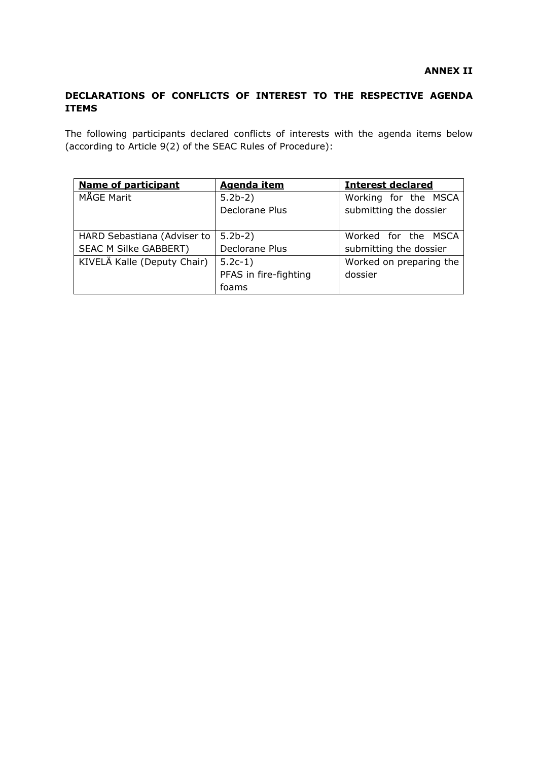**ANNEX II**

**DECLARATIONS OF CONFLICTS OF INTEREST TO THE RESPECTIVE AGENDA ITEMS**

The following participants declared conflicts of interests with the agenda items below (according to Article 9(2) of the SEAC Rules of Procedure):

| **Name of participant** | **Agenda item** | **Interest declared** |
|---|---|---|
| MÅGE Marit | 5.2b-2) Declorane Plus | Working for the MSCA submitting the dossier |
| HARD Sebastiana (Adviser to SEAC M Silke GABBERT) | 5.2b-2) Declorane Plus | Worked for the MSCA submitting the dossier |
| KIVELÄ Kalle (Deputy Chair) | 5.2c-1) PFAS in fire-fighting foams | Worked on preparing the dossier |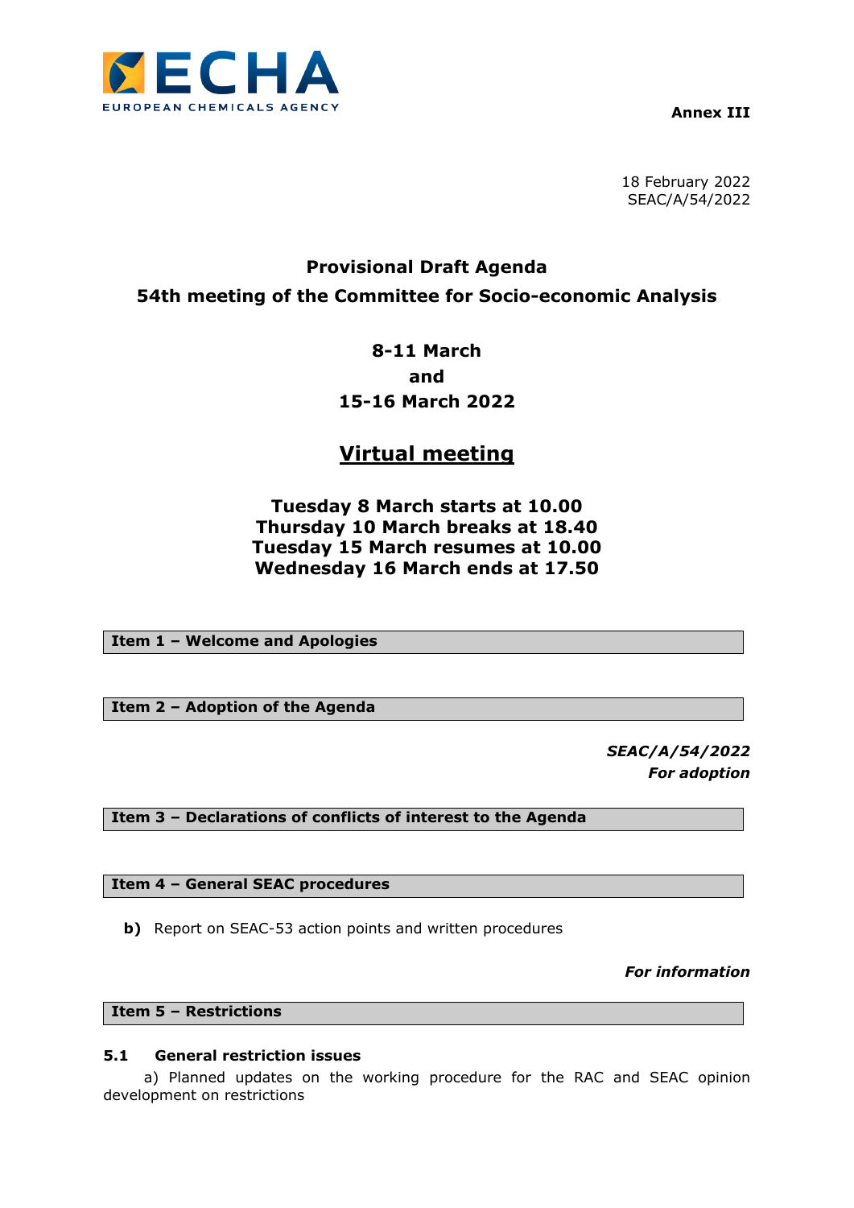**Annex III**

18 February 2022
SEAC/A/54/2022

# Provisional Draft Agenda

## 54th meeting of the Committee for Socio-economic Analysis

**8-11 March**
**and**
**15-16 March 2022**

## Virtual meeting

**Tuesday 8 March starts at 10.00**
**Thursday 10 March breaks at 18.40**
**Tuesday 15 March resumes at 10.00**
**Wednesday 16 March ends at 17.50**

### Item 1 – Welcome and Apologies

### Item 2 – Adoption of the Agenda

***SEAC/A/54/2022***
***For adoption***

### Item 3 – Declarations of conflicts of interest to the Agenda

### Item 4 – General SEAC procedures

**b)** Report on SEAC-53 action points and written procedures

***For information***

### Item 5 – Restrictions

#### 5.1 General restriction issues

a) Planned updates on the working procedure for the RAC and SEAC opinion development on restrictions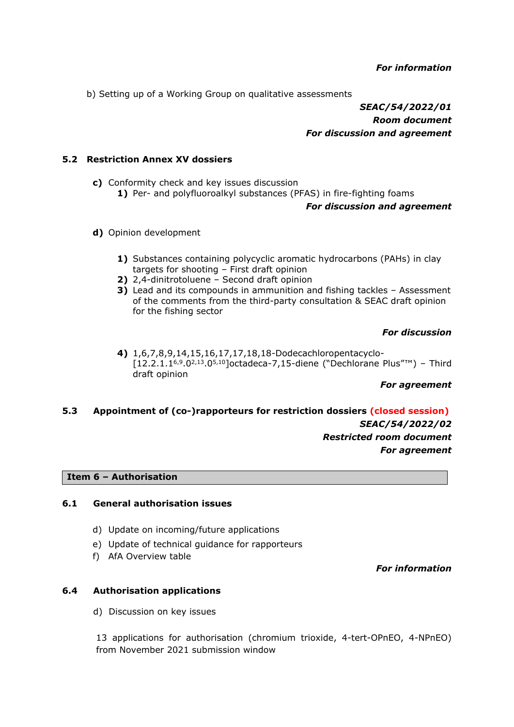***For information***

b) Setting up of a Working Group on qualitative assessments

***SEAC/54/2022/01***
***Room document***
***For discussion and agreement***

### 5.2 Restriction Annex XV dossiers

**c)** Conformity check and key issues discussion

**1)** Per- and polyfluoroalkyl substances (PFAS) in fire-fighting foams

***For discussion and agreement***

**d)** Opinion development

**1)** Substances containing polycyclic aromatic hydrocarbons (PAHs) in clay targets for shooting – First draft opinion
**2)** 2,4-dinitrotoluene – Second draft opinion
**3)** Lead and its compounds in ammunition and fishing tackles – Assessment of the comments from the third-party consultation & SEAC draft opinion for the fishing sector

***For discussion***

**4)** 1,6,7,8,9,14,15,16,17,17,18,18-Dodecachloropentacyclo-[12.2.1.1$^{6,9}$.0$^{2,13}$.0$^{5,10}$]octadeca-7,15-diene (“Dechlorane Plus”™) – Third draft opinion

***For agreement***

### 5.3 Appointment of (co-)rapporteurs for restriction dossiers (closed session)

***SEAC/54/2022/02***
***Restricted room document***
***For agreement***

## Item 6 – Authorisation

### 6.1 General authorisation issues

d) Update on incoming/future applications
e) Update of technical guidance for rapporteurs
f) AfA Overview table

***For information***

### 6.4 Authorisation applications

d) Discussion on key issues

13 applications for authorisation (chromium trioxide, 4-tert-OPnEO, 4-NPnEO) from November 2021 submission window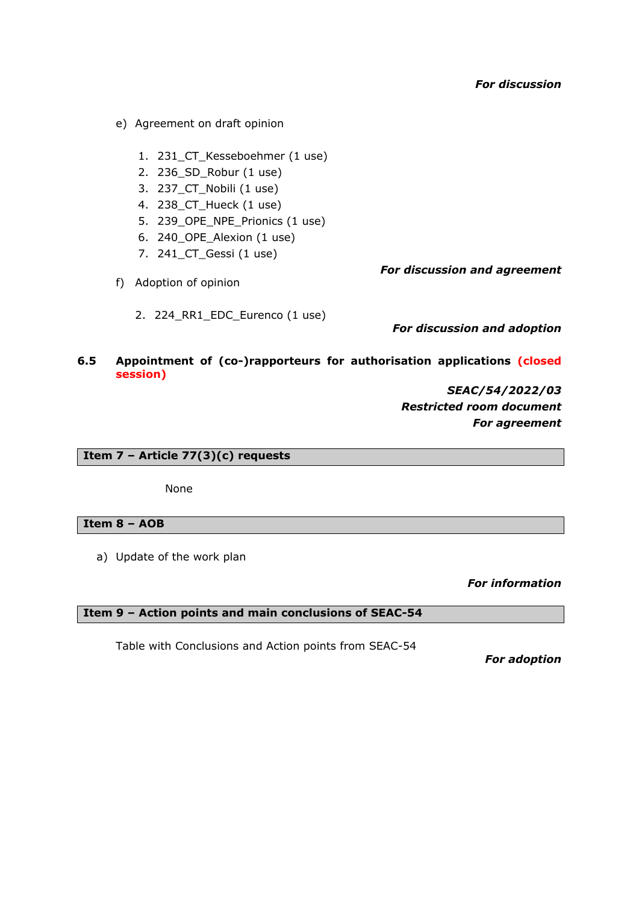***For discussion***

e) Agreement on draft opinion

1. 231_CT_Kesseboehmer (1 use)
2. 236_SD_Robur (1 use)
3. 237_CT_Nobili (1 use)
4. 238_CT_Hueck (1 use)
5. 239_OPE_NPE_Prionics (1 use)
6. 240_OPE_Alexion (1 use)
7. 241_CT_Gessi (1 use)

***For discussion and agreement***

f) Adoption of opinion

2. 224_RR1_EDC_Eurenco (1 use)

***For discussion and adoption***

**6.5 Appointment of (co-)rapporteurs for authorisation applications (closed session)**

***SEAC/54/2022/03***
***Restricted room document***
***For agreement***

## Item 7 – Article 77(3)(c) requests

None

## Item 8 – AOB

a) Update of the work plan

***For information***

## Item 9 – Action points and main conclusions of SEAC-54

Table with Conclusions and Action points from SEAC-54

***For adoption***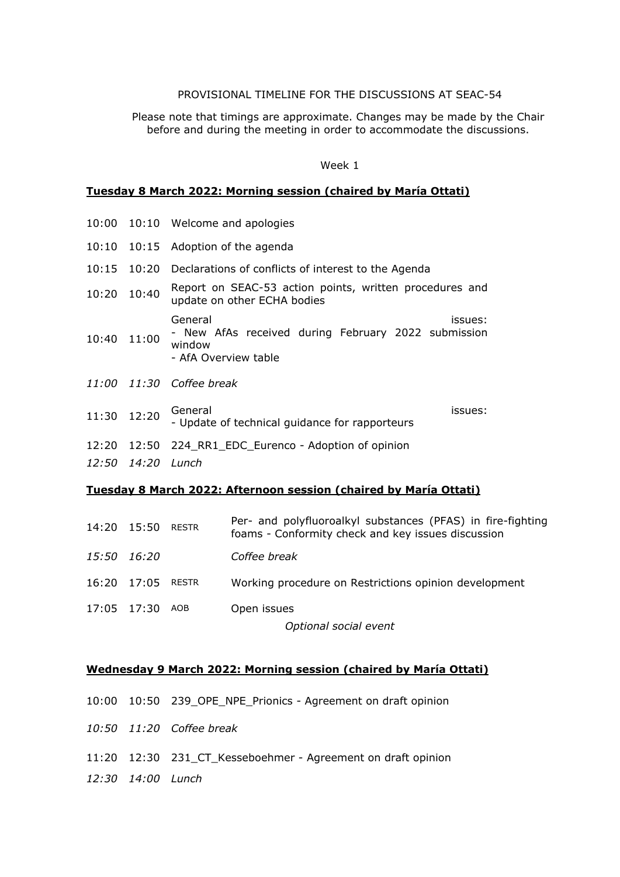PROVISIONAL TIMELINE FOR THE DISCUSSIONS AT SEAC-54

Please note that timings are approximate. Changes may be made by the Chair before and during the meeting in order to accommodate the discussions.

Week 1

**Tuesday 8 March 2022: Morning session (chaired by María Ottati)**

| | | |
|---|---|---|
| 10:00 | 10:10 | Welcome and apologies |
| 10:10 | 10:15 | Adoption of the agenda |
| 10:15 | 10:20 | Declarations of conflicts of interest to the Agenda |
| 10:20 | 10:40 | Report on SEAC-53 action points, written procedures and update on other ECHA bodies |
| 10:40 | 11:00 | General issues:<br>- New AfAs received during February 2022 submission window<br>- AfA Overview table |
| *11:00* | *11:30* | *Coffee break* |
| 11:30 | 12:20 | General issues:<br>- Update of technical guidance for rapporteurs |
| 12:20 | 12:50 | 224_RR1_EDC_Eurenco - Adoption of opinion |
| *12:50* | *14:20* | *Lunch* |

**Tuesday 8 March 2022: Afternoon session (chaired by María Ottati)**

| | | | |
|---|---|---|---|
| 14:20 | 15:50 | RESTR | Per- and polyfluoroalkyl substances (PFAS) in fire-fighting foams - Conformity check and key issues discussion |
| *15:50* | *16:20* | | *Coffee break* |
| 16:20 | 17:05 | RESTR | Working procedure on Restrictions opinion development |
| 17:05 | 17:30 | AOB | Open issues |
| | | | *Optional social event* |

**Wednesday 9 March 2022: Morning session (chaired by María Ottati)**

| | | |
|---|---|---|
| 10:00 | 10:50 | 239_OPE_NPE_Prionics - Agreement on draft opinion |
| *10:50* | *11:20* | *Coffee break* |
| 11:20 | 12:30 | 231_CT_Kesseboehmer - Agreement on draft opinion |
| *12:30* | *14:00* | *Lunch* |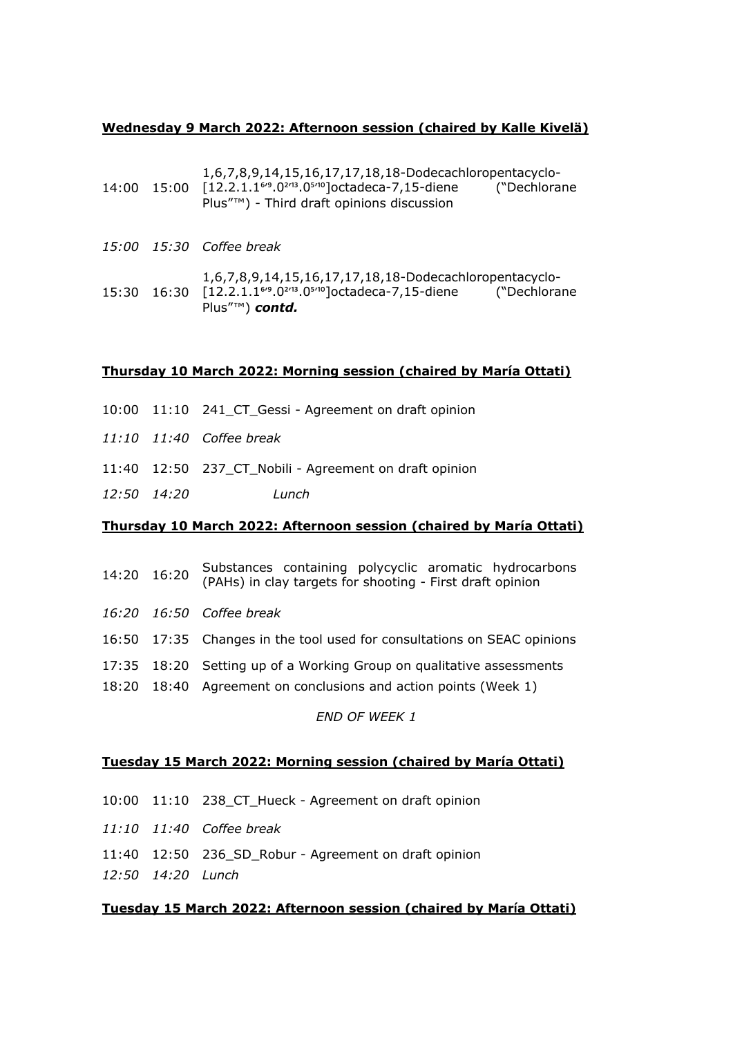**Wednesday 9 March 2022: Afternoon session (chaired by Kalle Kivelä)**

| | | |
|---|---|---|
| 14:00 | 15:00 | 1,6,7,8,9,14,15,16,17,17,18,18-Dodecachloropentacyclo-[12.2.1.1$^{6,9}$.0$^{2,13}$.0$^{5,10}$]octadeca-7,15-diene ("Dechlorane Plus"™) - Third draft opinions discussion |
| *15:00* | *15:30* | *Coffee break* |
| 15:30 | 16:30 | 1,6,7,8,9,14,15,16,17,17,18,18-Dodecachloropentacyclo-[12.2.1.1$^{6,9}$.0$^{2,13}$.0$^{5,10}$]octadeca-7,15-diene ("Dechlorane Plus"™) ***contd.*** |

**Thursday 10 March 2022: Morning session (chaired by María Ottati)**

| | | |
|---|---|---|
| 10:00 | 11:10 | 241_CT_Gessi - Agreement on draft opinion |
| *11:10* | *11:40* | *Coffee break* |
| 11:40 | 12:50 | 237_CT_Nobili - Agreement on draft opinion |
| *12:50* | *14:20* | *Lunch* |

**Thursday 10 March 2022: Afternoon session (chaired by María Ottati)**

| | | |
|---|---|---|
| 14:20 | 16:20 | Substances containing polycyclic aromatic hydrocarbons (PAHs) in clay targets for shooting - First draft opinion |
| *16:20* | *16:50* | *Coffee break* |
| 16:50 | 17:35 | Changes in the tool used for consultations on SEAC opinions |
| 17:35 | 18:20 | Setting up of a Working Group on qualitative assessments |
| 18:20 | 18:40 | Agreement on conclusions and action points (Week 1) |

*END OF WEEK 1*

**Tuesday 15 March 2022: Morning session (chaired by María Ottati)**

| | | |
|---|---|---|
| 10:00 | 11:10 | 238_CT_Hueck - Agreement on draft opinion |
| *11:10* | *11:40* | *Coffee break* |
| 11:40 | 12:50 | 236_SD_Robur - Agreement on draft opinion |
| *12:50* | *14:20* | *Lunch* |

**Tuesday 15 March 2022: Afternoon session (chaired by María Ottati)**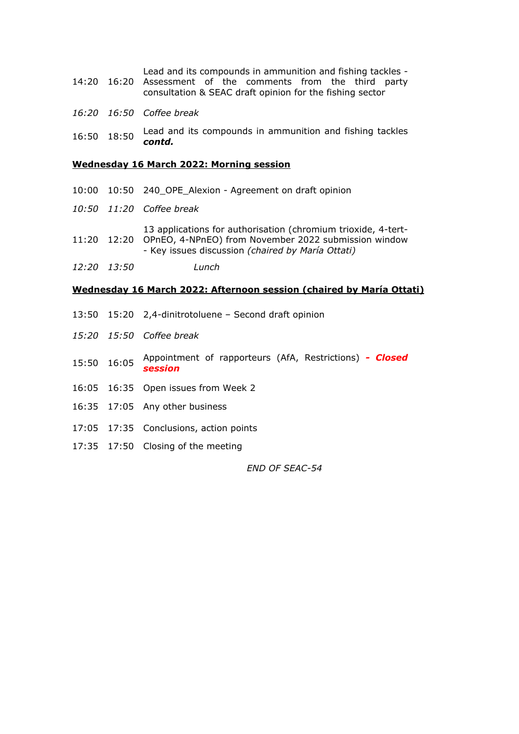| | | |
|---|---|---|
| 14:20 | 16:20 | Lead and its compounds in ammunition and fishing tackles - Assessment of the comments from the third party consultation & SEAC draft opinion for the fishing sector |
| *16:20* | *16:50* | *Coffee break* |
| 16:50 | 18:50 | Lead and its compounds in ammunition and fishing tackles ***contd.*** |

**<u>Wednesday 16 March 2022: Morning session</u>**

| | | |
|---|---|---|
| 10:00 | 10:50 | 240_OPE_Alexion - Agreement on draft opinion |
| *10:50* | *11:20* | *Coffee break* |
| 11:20 | 12:20 | 13 applications for authorisation (chromium trioxide, 4-tert-OPnEO, 4-NPnEO) from November 2022 submission window - Key issues discussion *(chaired by María Ottati)* |
| *12:20* | *13:50* | *Lunch* |

**<u>Wednesday 16 March 2022: Afternoon session (chaired by María Ottati)</u>**

| | | |
|---|---|---|
| 13:50 | 15:20 | 2,4-dinitrotoluene – Second draft opinion |
| *15:20* | *15:50* | *Coffee break* |
| 15:50 | 16:05 | Appointment of rapporteurs (AfA, Restrictions) ***- Closed session*** |
| 16:05 | 16:35 | Open issues from Week 2 |
| 16:35 | 17:05 | Any other business |
| 17:05 | 17:35 | Conclusions, action points |
| 17:35 | 17:50 | Closing of the meeting |

*END OF SEAC-54*